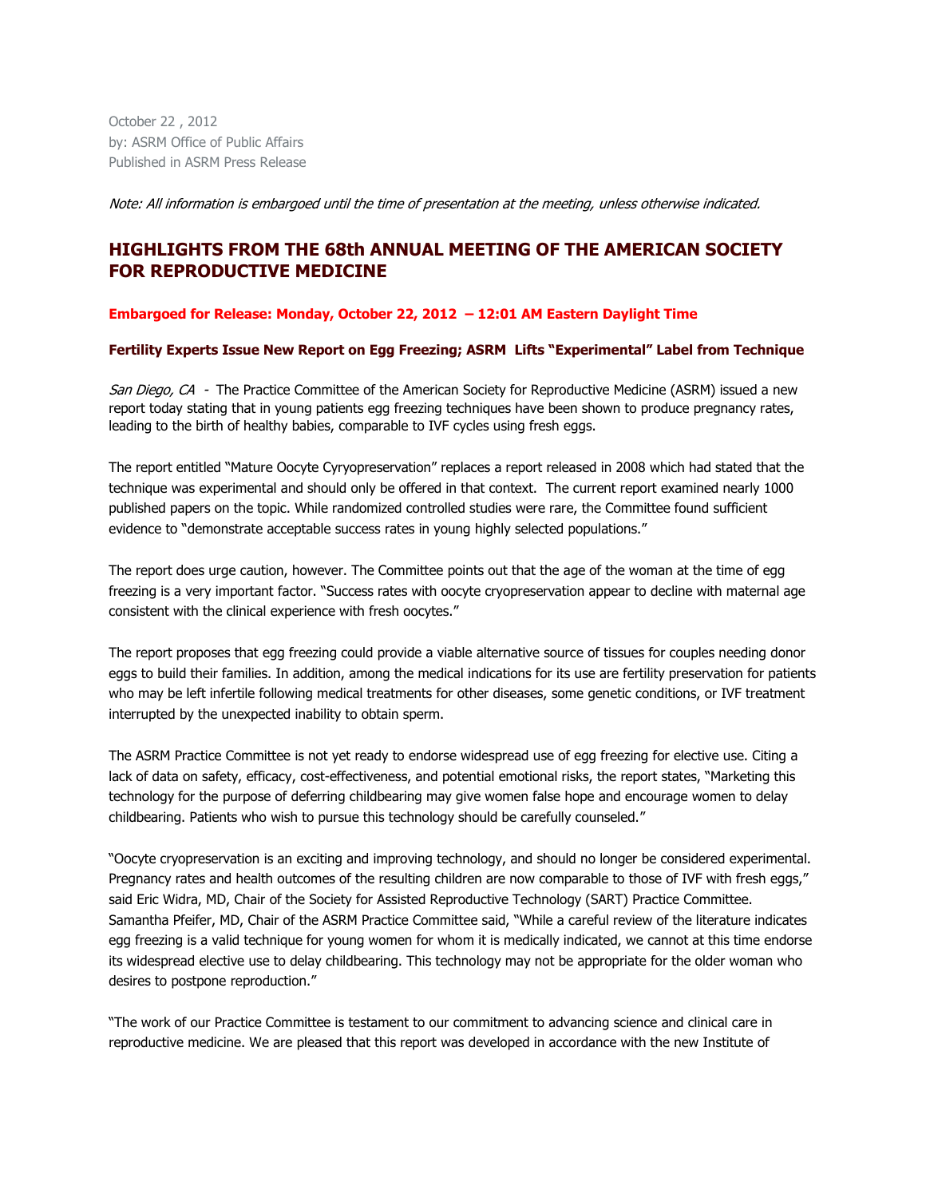October 22 , 2012
by: ASRM Office of Public Affairs
Published in ASRM Press Release

*Note: All information is embargoed until the time of presentation at the meeting, unless otherwise indicated.*

## HIGHLIGHTS FROM THE 68th ANNUAL MEETING OF THE AMERICAN SOCIETY FOR REPRODUCTIVE MEDICINE

**Embargoed for Release: Monday, October 22, 2012 – 12:01 AM Eastern Daylight Time**

### Fertility Experts Issue New Report on Egg Freezing; ASRM Lifts "Experimental" Label from Technique

*San Diego, CA* - The Practice Committee of the American Society for Reproductive Medicine (ASRM) issued a new report today stating that in young patients egg freezing techniques have been shown to produce pregnancy rates, leading to the birth of healthy babies, comparable to IVF cycles using fresh eggs.

The report entitled "Mature Oocyte Cyryopreservation" replaces a report released in 2008 which had stated that the technique was experimental and should only be offered in that context. The current report examined nearly 1000 published papers on the topic. While randomized controlled studies were rare, the Committee found sufficient evidence to "demonstrate acceptable success rates in young highly selected populations."

The report does urge caution, however. The Committee points out that the age of the woman at the time of egg freezing is a very important factor. "Success rates with oocyte cryopreservation appear to decline with maternal age consistent with the clinical experience with fresh oocytes."

The report proposes that egg freezing could provide a viable alternative source of tissues for couples needing donor eggs to build their families. In addition, among the medical indications for its use are fertility preservation for patients who may be left infertile following medical treatments for other diseases, some genetic conditions, or IVF treatment interrupted by the unexpected inability to obtain sperm.

The ASRM Practice Committee is not yet ready to endorse widespread use of egg freezing for elective use. Citing a lack of data on safety, efficacy, cost-effectiveness, and potential emotional risks, the report states, "Marketing this technology for the purpose of deferring childbearing may give women false hope and encourage women to delay childbearing. Patients who wish to pursue this technology should be carefully counseled."

"Oocyte cryopreservation is an exciting and improving technology, and should no longer be considered experimental. Pregnancy rates and health outcomes of the resulting children are now comparable to those of IVF with fresh eggs," said Eric Widra, MD, Chair of the Society for Assisted Reproductive Technology (SART) Practice Committee. Samantha Pfeifer, MD, Chair of the ASRM Practice Committee said, "While a careful review of the literature indicates egg freezing is a valid technique for young women for whom it is medically indicated, we cannot at this time endorse its widespread elective use to delay childbearing. This technology may not be appropriate for the older woman who desires to postpone reproduction."

"The work of our Practice Committee is testament to our commitment to advancing science and clinical care in reproductive medicine. We are pleased that this report was developed in accordance with the new Institute of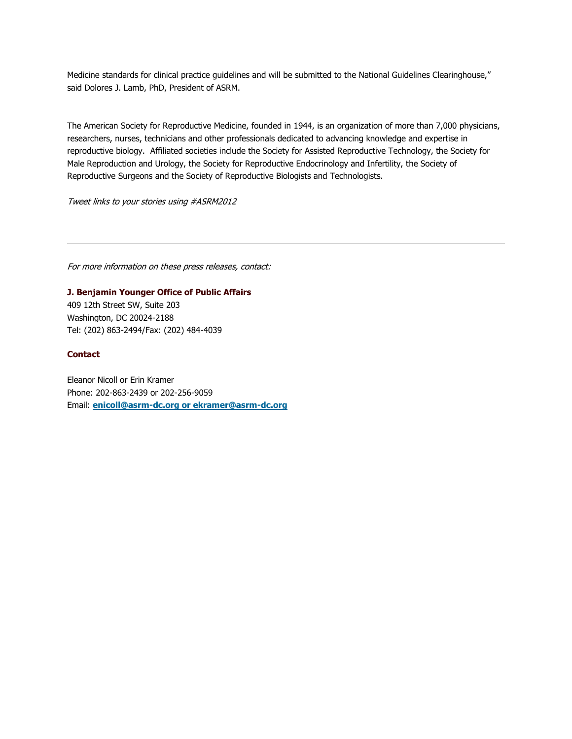Medicine standards for clinical practice guidelines and will be submitted to the National Guidelines Clearinghouse," said Dolores J. Lamb, PhD, President of ASRM.

The American Society for Reproductive Medicine, founded in 1944, is an organization of more than 7,000 physicians, researchers, nurses, technicians and other professionals dedicated to advancing knowledge and expertise in reproductive biology. Affiliated societies include the Society for Assisted Reproductive Technology, the Society for Male Reproduction and Urology, the Society for Reproductive Endocrinology and Infertility, the Society of Reproductive Surgeons and the Society of Reproductive Biologists and Technologists.

*Tweet links to your stories using #ASRM2012*

---

*For more information on these press releases, contact:*

**J. Benjamin Younger Office of Public Affairs**
409 12th Street SW, Suite 203
Washington, DC 20024-2188
Tel: (202) 863-2494/Fax: (202) 484-4039

**Contact**

Eleanor Nicoll or Erin Kramer
Phone: 202-863-2439 or 202-256-9059
Email: **enicoll@asrm-dc.org or ekramer@asrm-dc.org**